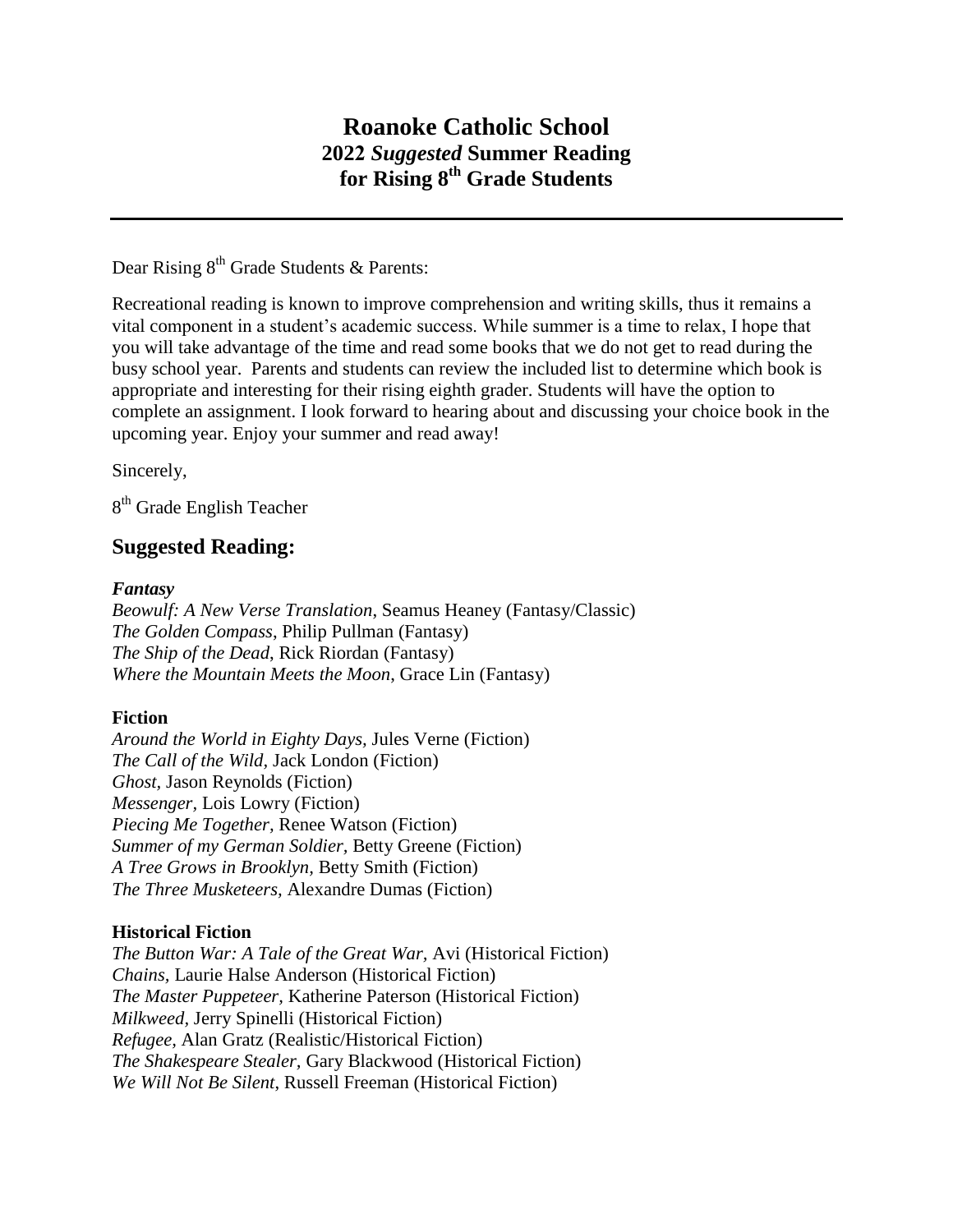# Roanoke Catholic School
## 2022 *Suggested* Summer Reading for Rising 8th Grade Students

---

Dear Rising 8th Grade Students & Parents:

Recreational reading is known to improve comprehension and writing skills, thus it remains a vital component in a student's academic success. While summer is a time to relax, I hope that you will take advantage of the time and read some books that we do not get to read during the busy school year. Parents and students can review the included list to determine which book is appropriate and interesting for their rising eighth grader. Students will have the option to complete an assignment. I look forward to hearing about and discussing your choice book in the upcoming year. Enjoy your summer and read away!

Sincerely,

8th Grade English Teacher

## Suggested Reading:

***Fantasy***

*Beowulf: A New Verse Translation*, Seamus Heaney (Fantasy/Classic)
*The Golden Compass*, Philip Pullman (Fantasy)
*The Ship of the Dead*, Rick Riordan (Fantasy)
*Where the Mountain Meets the Moon*, Grace Lin (Fantasy)

**Fiction**

*Around the World in Eighty Days,* Jules Verne (Fiction)
*The Call of the Wild,* Jack London (Fiction)
*Ghost,* Jason Reynolds (Fiction)
*Messenger,* Lois Lowry (Fiction)
*Piecing Me Together,* Renee Watson (Fiction)
*Summer of my German Soldier,* Betty Greene (Fiction)
*A Tree Grows in Brooklyn,* Betty Smith (Fiction)
*The Three Musketeers,* Alexandre Dumas (Fiction)

**Historical Fiction**

*The Button War: A Tale of the Great War,* Avi (Historical Fiction)
*Chains,* Laurie Halse Anderson (Historical Fiction)
*The Master Puppeteer*, Katherine Paterson (Historical Fiction)
*Milkweed,* Jerry Spinelli (Historical Fiction)
*Refugee,* Alan Gratz (Realistic/Historical Fiction)
*The Shakespeare Stealer,* Gary Blackwood (Historical Fiction)
*We Will Not Be Silent*, Russell Freeman (Historical Fiction)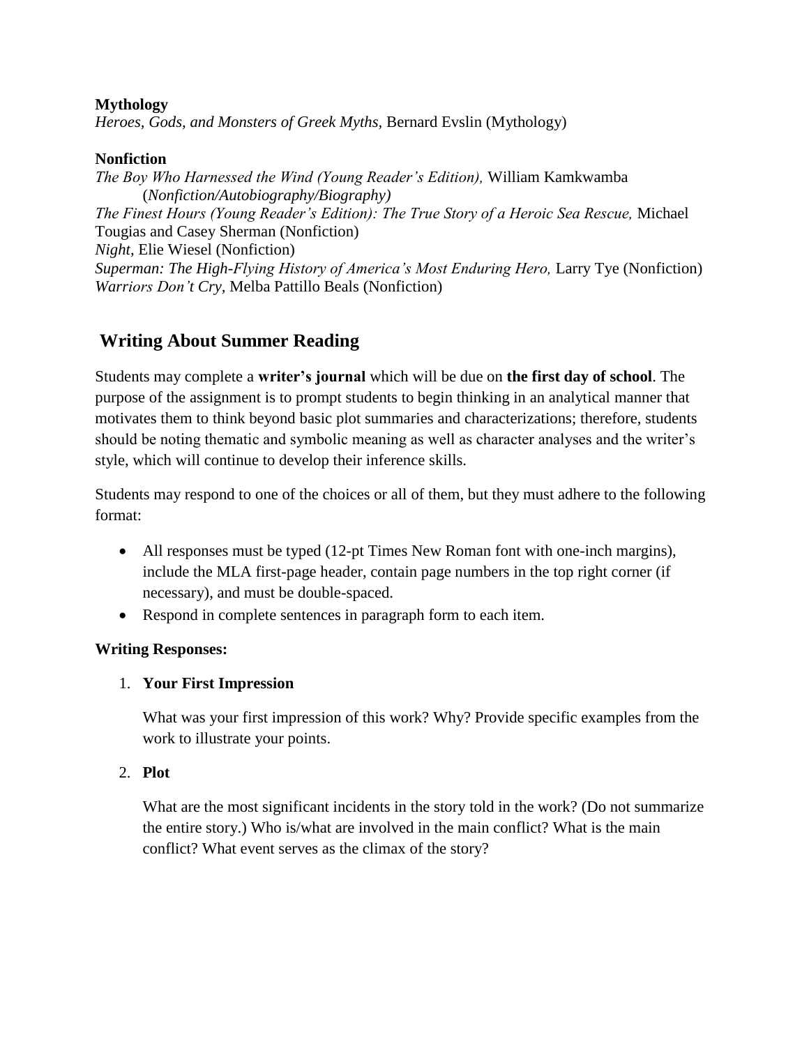**Mythology**

*Heroes, Gods, and Monsters of Greek Myths*, Bernard Evslin (Mythology)

**Nonfiction**

*The Boy Who Harnessed the Wind (Young Reader's Edition),* William Kamkwamba (*Nonfiction/Autobiography/Biography)*

*The Finest Hours (Young Reader's Edition): The True Story of a Heroic Sea Rescue,* Michael Tougias and Casey Sherman (Nonfiction)

*Night*, Elie Wiesel (Nonfiction)

*Superman: The High-Flying History of America's Most Enduring Hero,* Larry Tye (Nonfiction)

*Warriors Don't Cry*, Melba Pattillo Beals (Nonfiction)

## Writing About Summer Reading

Students may complete a **writer's journal** which will be due on **the first day of school**. The purpose of the assignment is to prompt students to begin thinking in an analytical manner that motivates them to think beyond basic plot summaries and characterizations; therefore, students should be noting thematic and symbolic meaning as well as character analyses and the writer's style, which will continue to develop their inference skills.

Students may respond to one of the choices or all of them, but they must adhere to the following format:

- All responses must be typed (12-pt Times New Roman font with one-inch margins), include the MLA first-page header, contain page numbers in the top right corner (if necessary), and must be double-spaced.
- Respond in complete sentences in paragraph form to each item.

**Writing Responses:**

1. **Your First Impression**

   What was your first impression of this work? Why? Provide specific examples from the work to illustrate your points.

2. **Plot**

   What are the most significant incidents in the story told in the work? (Do not summarize the entire story.) Who is/what are involved in the main conflict? What is the main conflict? What event serves as the climax of the story?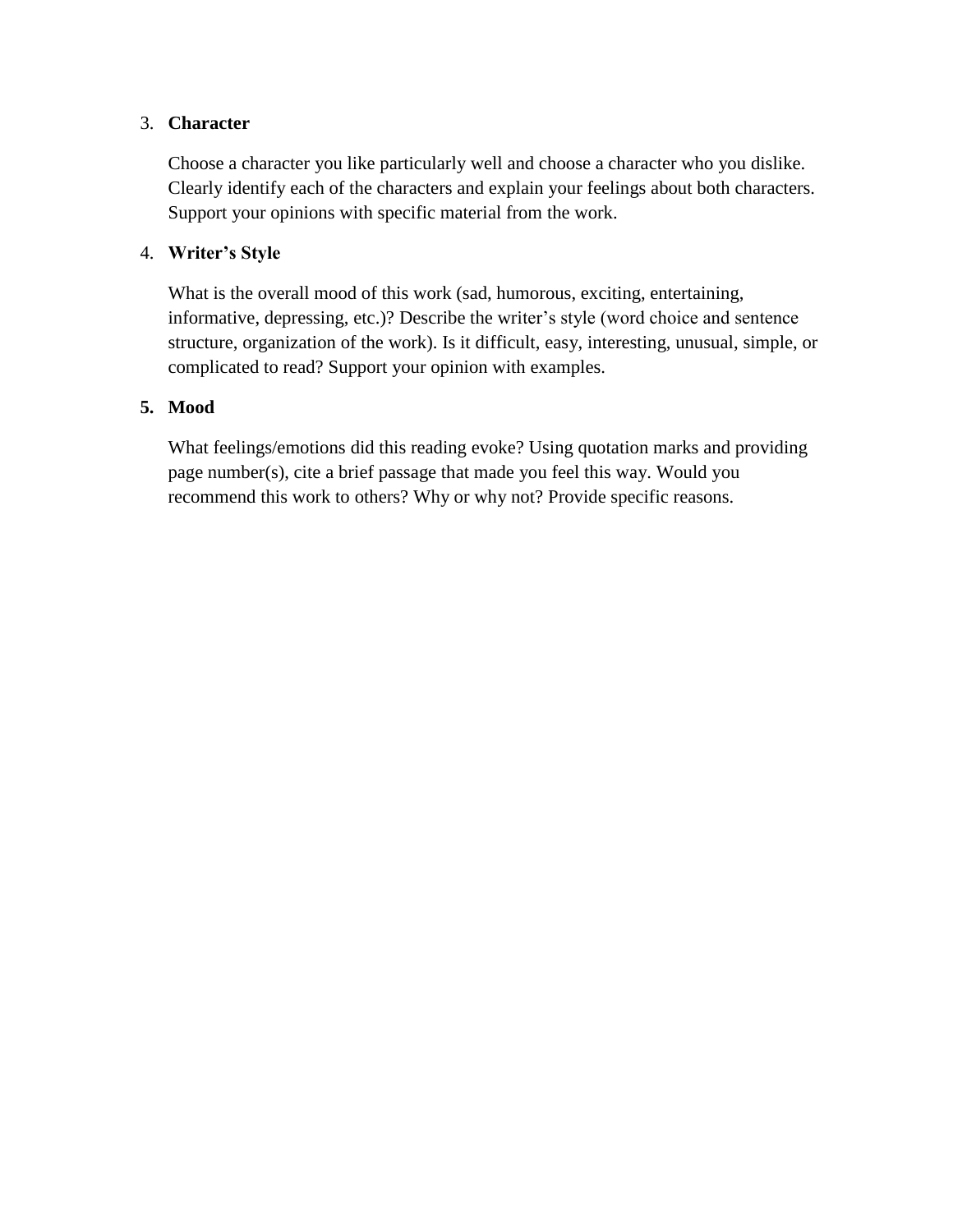3. **Character**

   Choose a character you like particularly well and choose a character who you dislike. Clearly identify each of the characters and explain your feelings about both characters. Support your opinions with specific material from the work.

4. **Writer's Style**

   What is the overall mood of this work (sad, humorous, exciting, entertaining, informative, depressing, etc.)? Describe the writer's style (word choice and sentence structure, organization of the work). Is it difficult, easy, interesting, unusual, simple, or complicated to read? Support your opinion with examples.

5. **Mood**

   What feelings/emotions did this reading evoke? Using quotation marks and providing page number(s), cite a brief passage that made you feel this way. Would you recommend this work to others? Why or why not? Provide specific reasons.